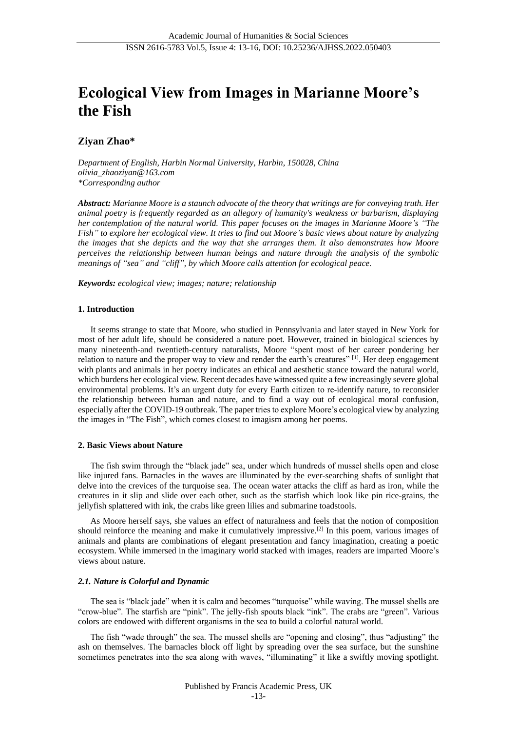# Ecological View from Images in Marianne Moore's the Fish

**Ziyan Zhao***

*Department of English, Harbin Normal University, Harbin, 150028, China*
*olivia_zhaoziyan@163.com*
*\*Corresponding author*

***Abstract:*** *Marianne Moore is a staunch advocate of the theory that writings are for conveying truth. Her animal poetry is frequently regarded as an allegory of humanity's weakness or barbarism, displaying her contemplation of the natural world. This paper focuses on the images in Marianne Moore's "The Fish" to explore her ecological view. It tries to find out Moore's basic views about nature by analyzing the images that she depicts and the way that she arranges them. It also demonstrates how Moore perceives the relationship between human beings and nature through the analysis of the symbolic meanings of "sea" and "cliff", by which Moore calls attention for ecological peace.*

***Keywords:*** *ecological view; images; nature; relationship*

## 1. Introduction

It seems strange to state that Moore, who studied in Pennsylvania and later stayed in New York for most of her adult life, should be considered a nature poet. However, trained in biological sciences by many nineteenth-and twentieth-century naturalists, Moore "spent most of her career pondering her relation to nature and the proper way to view and render the earth's creatures" [1]. Her deep engagement with plants and animals in her poetry indicates an ethical and aesthetic stance toward the natural world, which burdens her ecological view. Recent decades have witnessed quite a few increasingly severe global environmental problems. It's an urgent duty for every Earth citizen to re-identify nature, to reconsider the relationship between human and nature, and to find a way out of ecological moral confusion, especially after the COVID-19 outbreak. The paper tries to explore Moore's ecological view by analyzing the images in "The Fish", which comes closest to imagism among her poems.

## 2. Basic Views about Nature

The fish swim through the "black jade" sea, under which hundreds of mussel shells open and close like injured fans. Barnacles in the waves are illuminated by the ever-searching shafts of sunlight that delve into the crevices of the turquoise sea. The ocean water attacks the cliff as hard as iron, while the creatures in it slip and slide over each other, such as the starfish which look like pin rice-grains, the jellyfish splattered with ink, the crabs like green lilies and submarine toadstools.

As Moore herself says, she values an effect of naturalness and feels that the notion of composition should reinforce the meaning and make it cumulatively impressive.[2] In this poem, various images of animals and plants are combinations of elegant presentation and fancy imagination, creating a poetic ecosystem. While immersed in the imaginary world stacked with images, readers are imparted Moore's views about nature.

### *2.1. Nature is Colorful and Dynamic*

The sea is "black jade" when it is calm and becomes "turquoise" while waving. The mussel shells are "crow-blue". The starfish are "pink". The jelly-fish spouts black "ink". The crabs are "green". Various colors are endowed with different organisms in the sea to build a colorful natural world.

The fish "wade through" the sea. The mussel shells are "opening and closing", thus "adjusting" the ash on themselves. The barnacles block off light by spreading over the sea surface, but the sunshine sometimes penetrates into the sea along with waves, "illuminating" it like a swiftly moving spotlight.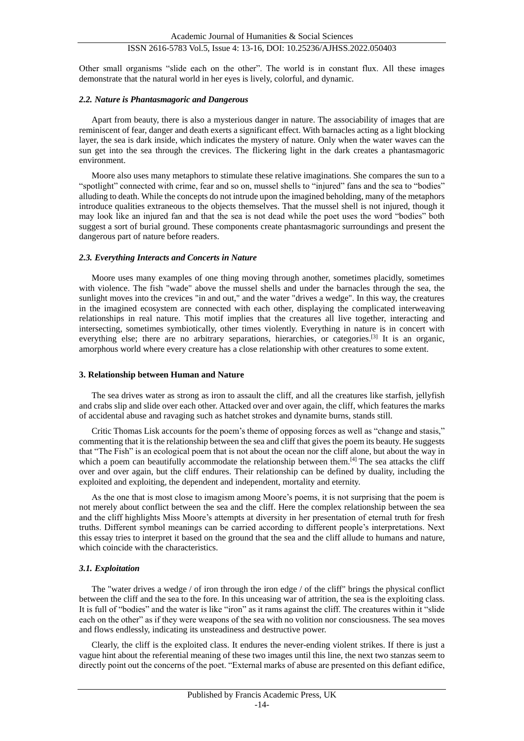Other small organisms "slide each on the other". The world is in constant flux. All these images demonstrate that the natural world in her eyes is lively, colorful, and dynamic.

### *2.2. Nature is Phantasmagoric and Dangerous*

Apart from beauty, there is also a mysterious danger in nature. The associability of images that are reminiscent of fear, danger and death exerts a significant effect. With barnacles acting as a light blocking layer, the sea is dark inside, which indicates the mystery of nature. Only when the water waves can the sun get into the sea through the crevices. The flickering light in the dark creates a phantasmagoric environment.

Moore also uses many metaphors to stimulate these relative imaginations. She compares the sun to a "spotlight" connected with crime, fear and so on, mussel shells to "injured" fans and the sea to "bodies" alluding to death. While the concepts do not intrude upon the imagined beholding, many of the metaphors introduce qualities extraneous to the objects themselves. That the mussel shell is not injured, though it may look like an injured fan and that the sea is not dead while the poet uses the word "bodies" both suggest a sort of burial ground. These components create phantasmagoric surroundings and present the dangerous part of nature before readers.

### *2.3. Everything Interacts and Concerts in Nature*

Moore uses many examples of one thing moving through another, sometimes placidly, sometimes with violence. The fish "wade" above the mussel shells and under the barnacles through the sea, the sunlight moves into the crevices "in and out," and the water "drives a wedge". In this way, the creatures in the imagined ecosystem are connected with each other, displaying the complicated interweaving relationships in real nature. This motif implies that the creatures all live together, interacting and intersecting, sometimes symbiotically, other times violently. Everything in nature is in concert with everything else; there are no arbitrary separations, hierarchies, or categories.[3] It is an organic, amorphous world where every creature has a close relationship with other creatures to some extent.

## 3. Relationship between Human and Nature

The sea drives water as strong as iron to assault the cliff, and all the creatures like starfish, jellyfish and crabs slip and slide over each other. Attacked over and over again, the cliff, which features the marks of accidental abuse and ravaging such as hatchet strokes and dynamite burns, stands still.

Critic Thomas Lisk accounts for the poem's theme of opposing forces as well as "change and stasis," commenting that it is the relationship between the sea and cliff that gives the poem its beauty. He suggests that "The Fish" is an ecological poem that is not about the ocean nor the cliff alone, but about the way in which a poem can beautifully accommodate the relationship between them.[4] The sea attacks the cliff over and over again, but the cliff endures. Their relationship can be defined by duality, including the exploited and exploiting, the dependent and independent, mortality and eternity.

As the one that is most close to imagism among Moore's poems, it is not surprising that the poem is not merely about conflict between the sea and the cliff. Here the complex relationship between the sea and the cliff highlights Miss Moore's attempts at diversity in her presentation of eternal truth for fresh truths. Different symbol meanings can be carried according to different people's interpretations. Next this essay tries to interpret it based on the ground that the sea and the cliff allude to humans and nature, which coincide with the characteristics.

### *3.1. Exploitation*

The "water drives a wedge / of iron through the iron edge / of the cliff" brings the physical conflict between the cliff and the sea to the fore. In this unceasing war of attrition, the sea is the exploiting class. It is full of "bodies" and the water is like "iron" as it rams against the cliff. The creatures within it "slide each on the other" as if they were weapons of the sea with no volition nor consciousness. The sea moves and flows endlessly, indicating its unsteadiness and destructive power.

Clearly, the cliff is the exploited class. It endures the never-ending violent strikes. If there is just a vague hint about the referential meaning of these two images until this line, the next two stanzas seem to directly point out the concerns of the poet. "External marks of abuse are presented on this defiant edifice,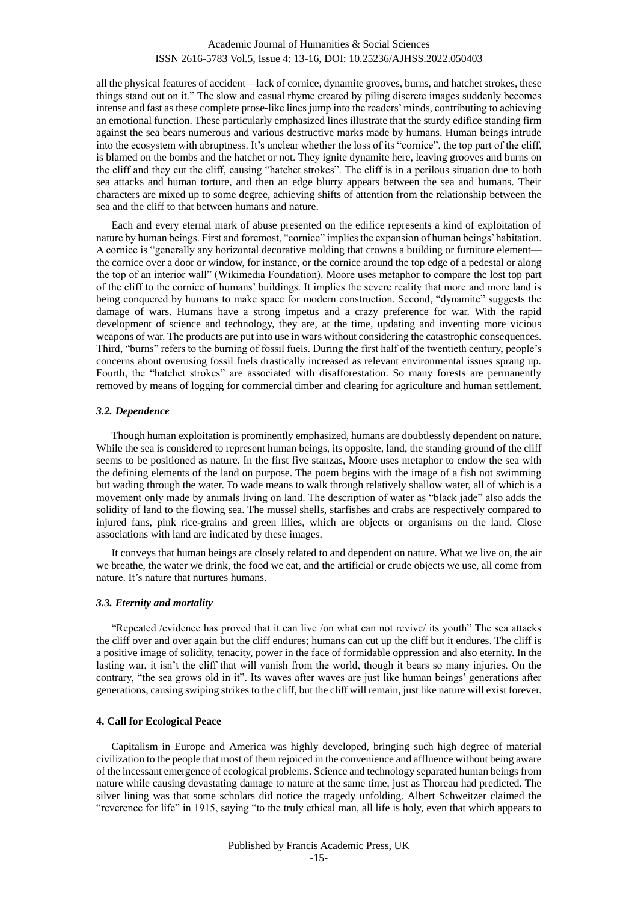all the physical features of accident—lack of cornice, dynamite grooves, burns, and hatchet strokes, these things stand out on it." The slow and casual rhyme created by piling discrete images suddenly becomes intense and fast as these complete prose-like lines jump into the readers' minds, contributing to achieving an emotional function. These particularly emphasized lines illustrate that the sturdy edifice standing firm against the sea bears numerous and various destructive marks made by humans. Human beings intrude into the ecosystem with abruptness. It's unclear whether the loss of its "cornice", the top part of the cliff, is blamed on the bombs and the hatchet or not. They ignite dynamite here, leaving grooves and burns on the cliff and they cut the cliff, causing "hatchet strokes". The cliff is in a perilous situation due to both sea attacks and human torture, and then an edge blurry appears between the sea and humans. Their characters are mixed up to some degree, achieving shifts of attention from the relationship between the sea and the cliff to that between humans and nature.

Each and every eternal mark of abuse presented on the edifice represents a kind of exploitation of nature by human beings. First and foremost, "cornice" implies the expansion of human beings' habitation. A cornice is "generally any horizontal decorative molding that crowns a building or furniture element—the cornice over a door or window, for instance, or the cornice around the top edge of a pedestal or along the top of an interior wall" (Wikimedia Foundation). Moore uses metaphor to compare the lost top part of the cliff to the cornice of humans' buildings. It implies the severe reality that more and more land is being conquered by humans to make space for modern construction. Second, "dynamite" suggests the damage of wars. Humans have a strong impetus and a crazy preference for war. With the rapid development of science and technology, they are, at the time, updating and inventing more vicious weapons of war. The products are put into use in wars without considering the catastrophic consequences. Third, "burns" refers to the burning of fossil fuels. During the first half of the twentieth century, people's concerns about overusing fossil fuels drastically increased as relevant environmental issues sprang up. Fourth, the "hatchet strokes" are associated with disafforestation. So many forests are permanently removed by means of logging for commercial timber and clearing for agriculture and human settlement.

### *3.2. Dependence*

Though human exploitation is prominently emphasized, humans are doubtlessly dependent on nature. While the sea is considered to represent human beings, its opposite, land, the standing ground of the cliff seems to be positioned as nature. In the first five stanzas, Moore uses metaphor to endow the sea with the defining elements of the land on purpose. The poem begins with the image of a fish not swimming but wading through the water. To wade means to walk through relatively shallow water, all of which is a movement only made by animals living on land. The description of water as "black jade" also adds the solidity of land to the flowing sea. The mussel shells, starfishes and crabs are respectively compared to injured fans, pink rice-grains and green lilies, which are objects or organisms on the land. Close associations with land are indicated by these images.

It conveys that human beings are closely related to and dependent on nature. What we live on, the air we breathe, the water we drink, the food we eat, and the artificial or crude objects we use, all come from nature. It's nature that nurtures humans.

### *3.3. Eternity and mortality*

"Repeated /evidence has proved that it can live /on what can not revive/ its youth" The sea attacks the cliff over and over again but the cliff endures; humans can cut up the cliff but it endures. The cliff is a positive image of solidity, tenacity, power in the face of formidable oppression and also eternity. In the lasting war, it isn't the cliff that will vanish from the world, though it bears so many injuries. On the contrary, "the sea grows old in it". Its waves after waves are just like human beings' generations after generations, causing swiping strikes to the cliff, but the cliff will remain, just like nature will exist forever.

## **4. Call for Ecological Peace**

Capitalism in Europe and America was highly developed, bringing such high degree of material civilization to the people that most of them rejoiced in the convenience and affluence without being aware of the incessant emergence of ecological problems. Science and technology separated human beings from nature while causing devastating damage to nature at the same time, just as Thoreau had predicted. The silver lining was that some scholars did notice the tragedy unfolding. Albert Schweitzer claimed the "reverence for life" in 1915, saying "to the truly ethical man, all life is holy, even that which appears to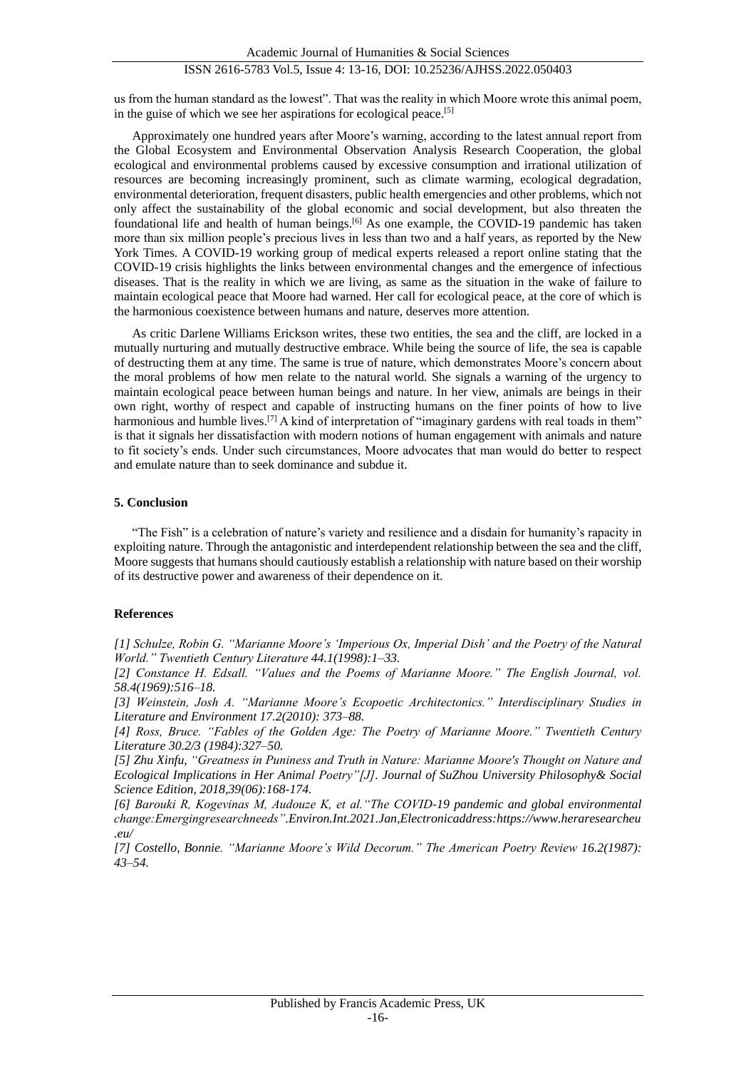us from the human standard as the lowest". That was the reality in which Moore wrote this animal poem, in the guise of which we see her aspirations for ecological peace.[5]

Approximately one hundred years after Moore's warning, according to the latest annual report from the Global Ecosystem and Environmental Observation Analysis Research Cooperation, the global ecological and environmental problems caused by excessive consumption and irrational utilization of resources are becoming increasingly prominent, such as climate warming, ecological degradation, environmental deterioration, frequent disasters, public health emergencies and other problems, which not only affect the sustainability of the global economic and social development, but also threaten the foundational life and health of human beings.[6] As one example, the COVID-19 pandemic has taken more than six million people's precious lives in less than two and a half years, as reported by the New York Times. A COVID-19 working group of medical experts released a report online stating that the COVID-19 crisis highlights the links between environmental changes and the emergence of infectious diseases. That is the reality in which we are living, as same as the situation in the wake of failure to maintain ecological peace that Moore had warned. Her call for ecological peace, at the core of which is the harmonious coexistence between humans and nature, deserves more attention.

As critic Darlene Williams Erickson writes, these two entities, the sea and the cliff, are locked in a mutually nurturing and mutually destructive embrace. While being the source of life, the sea is capable of destructing them at any time. The same is true of nature, which demonstrates Moore's concern about the moral problems of how men relate to the natural world. She signals a warning of the urgency to maintain ecological peace between human beings and nature. In her view, animals are beings in their own right, worthy of respect and capable of instructing humans on the finer points of how to live harmonious and humble lives.[7] A kind of interpretation of "imaginary gardens with real toads in them" is that it signals her dissatisfaction with modern notions of human engagement with animals and nature to fit society's ends. Under such circumstances, Moore advocates that man would do better to respect and emulate nature than to seek dominance and subdue it.

## 5. Conclusion

"The Fish" is a celebration of nature's variety and resilience and a disdain for humanity's rapacity in exploiting nature. Through the antagonistic and interdependent relationship between the sea and the cliff, Moore suggests that humans should cautiously establish a relationship with nature based on their worship of its destructive power and awareness of their dependence on it.

## References

*[1] Schulze, Robin G. "Marianne Moore's 'Imperious Ox, Imperial Dish' and the Poetry of the Natural World." Twentieth Century Literature 44.1(1998):1–33.*

*[2] Constance H. Edsall. "Values and the Poems of Marianne Moore." The English Journal, vol. 58.4(1969):516–18.*

*[3] Weinstein, Josh A. "Marianne Moore's Ecopoetic Architectonics." Interdisciplinary Studies in Literature and Environment 17.2(2010): 373–88.*

*[4] Ross, Bruce. "Fables of the Golden Age: The Poetry of Marianne Moore." Twentieth Century Literature 30.2/3 (1984):327–50.*

*[5] Zhu Xinfu, "Greatness in Puniness and Truth in Nature: Marianne Moore's Thought on Nature and Ecological Implications in Her Animal Poetry"[J]. Journal of SuZhou University Philosophy& Social Science Edition, 2018,39(06):168-174.*

*[6] Barouki R, Kogevinas M, Audouze K, et al."The COVID-19 pandemic and global environmental change:Emergingresearchneeds".Environ.Int.2021.Jan,Electronicaddress:https://www.heraresearcheu.eu/*

*[7] Costello, Bonnie. "Marianne Moore's Wild Decorum." The American Poetry Review 16.2(1987): 43–54.*